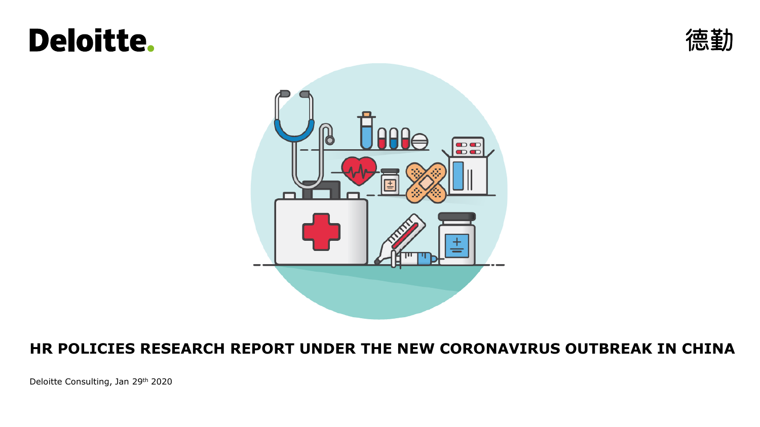Deloitte.

德勤

# HR POLICIES RESEARCH REPORT UNDER THE NEW CORONAVIRUS OUTBREAK IN CHINA

Deloitte Consulting, Jan 29th 2020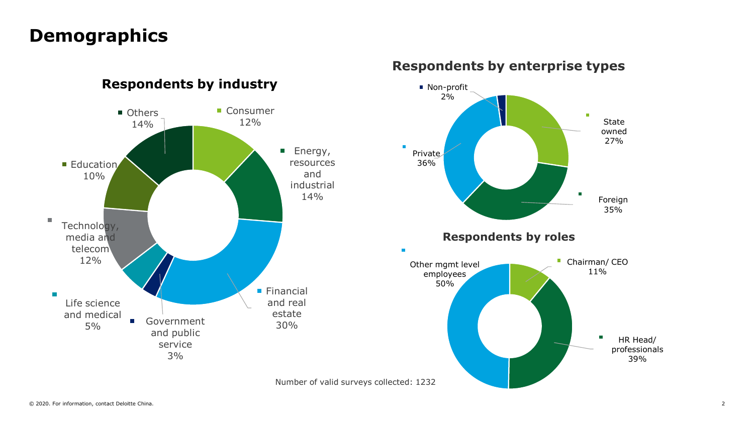# Demographics

## Respondents by industry

| Industry | Share |
| --- | --- |
| Consumer | 12% |
| Energy, resources and industrial | 14% |
| Financial and real estate | 30% |
| Government and public service | 3% |
| Life science and medical | 5% |
| Technology, media and telecom | 12% |
| Education | 10% |
| Others | 14% |

## Respondents by enterprise types

| Enterprise type | Share |
| --- | --- |
| State owned | 27% |
| Foreign | 35% |
| Private | 36% |
| Non-profit | 2% |

## Respondents by roles

| Role | Share |
| --- | --- |
| Chairman/ CEO | 11% |
| HR Head/ professionals | 39% |
| Other mgmt level employees | 50% |

Number of valid surveys collected: 1232

© 2020. For information, contact Deloitte China.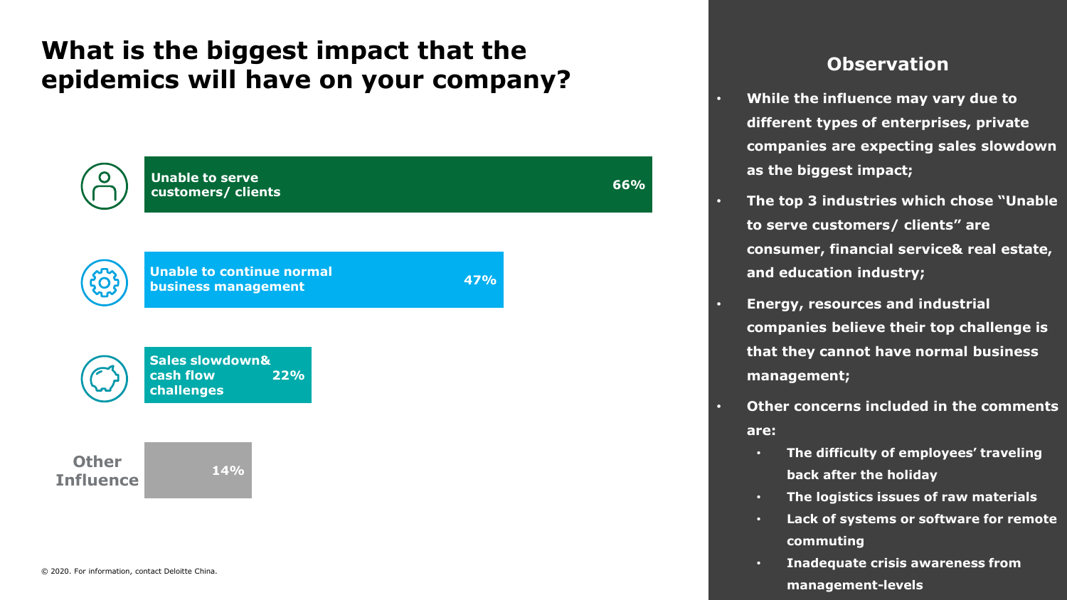# What is the biggest impact that the epidemics will have on your company?

| Impact | Percentage |
| --- | --- |
| Unable to serve customers/ clients | 66% |
| Unable to continue normal business management | 47% |
| Sales slowdown& cash flow challenges | 22% |
| Other Influence | 14% |

## Observation

- While the influence may vary due to different types of enterprises, private companies are expecting sales slowdown as the biggest impact;
- The top 3 industries which chose "Unable to serve customers/ clients" are consumer, financial service& real estate, and education industry;
- Energy, resources and industrial companies believe their top challenge is that they cannot have normal business management;
- Other concerns included in the comments are:
  - The difficulty of employees' traveling back after the holiday
  - The logistics issues of raw materials
  - Lack of systems or software for remote commuting
  - Inadequate crisis awareness from management-levels

© 2020. For information, contact Deloitte China.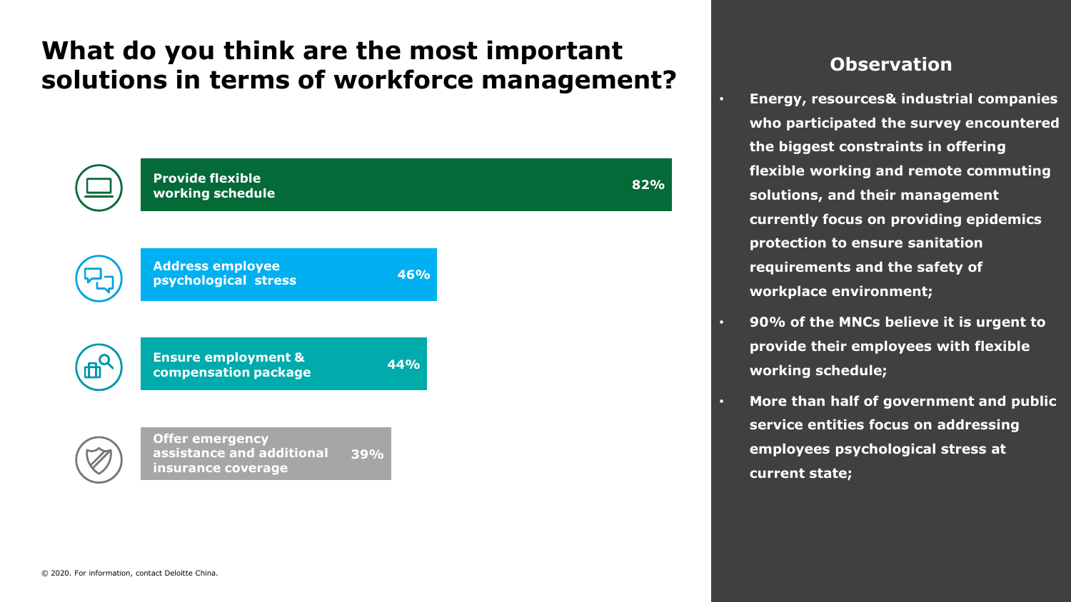# What do you think are the most important solutions in terms of workforce management?

| Solution | Percentage |
| --- | --- |
| Provide flexible working schedule | 82% |
| Address employee psychological stress | 46% |
| Ensure employment & compensation package | 44% |
| Offer emergency assistance and additional insurance coverage | 39% |

## Observation

- **Energy, resources& industrial companies who participated the survey encountered the biggest constraints in offering flexible working and remote commuting solutions, and their management currently focus on providing epidemics protection to ensure sanitation requirements and the safety of workplace environment;**
- **90% of the MNCs believe it is urgent to provide their employees with flexible working schedule;**
- **More than half of government and public service entities focus on addressing employees psychological stress at current state;**

© 2020. For information, contact Deloitte China.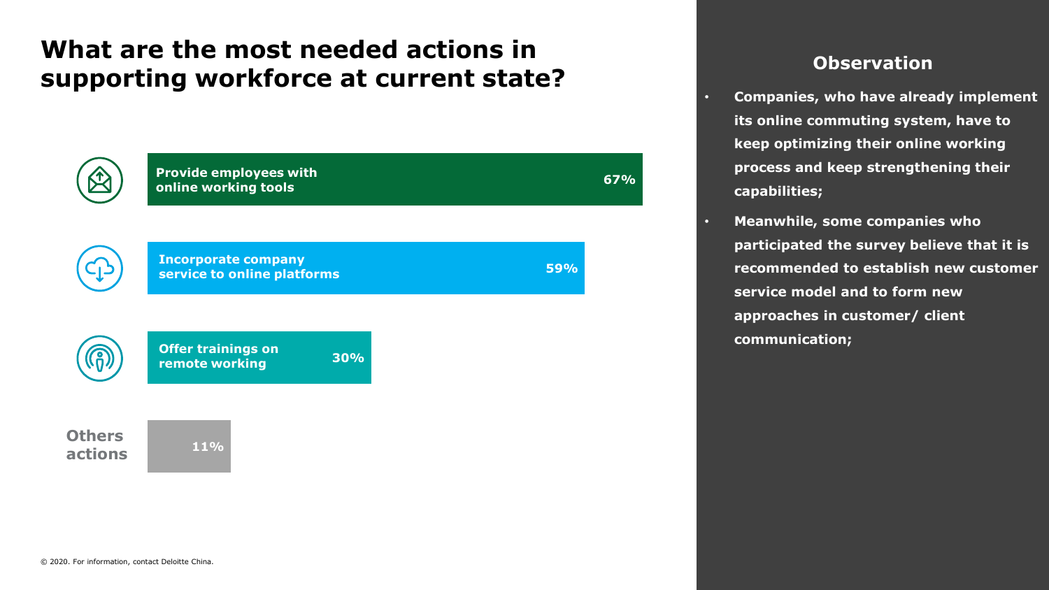# What are the most needed actions in supporting workforce at current state?

| Action | Percentage |
|---|---|
| Provide employees with online working tools | 67% |
| Incorporate company service to online platforms | 59% |
| Offer trainings on remote working | 30% |
| Others actions | 11% |

## Observation

- **Companies, who have already implement its online commuting system, have to keep optimizing their online working process and keep strengthening their capabilities;**
- **Meanwhile, some companies who participated the survey believe that it is recommended to establish new customer service model and to form new approaches in customer/ client communication;**

© 2020. For information, contact Deloitte China.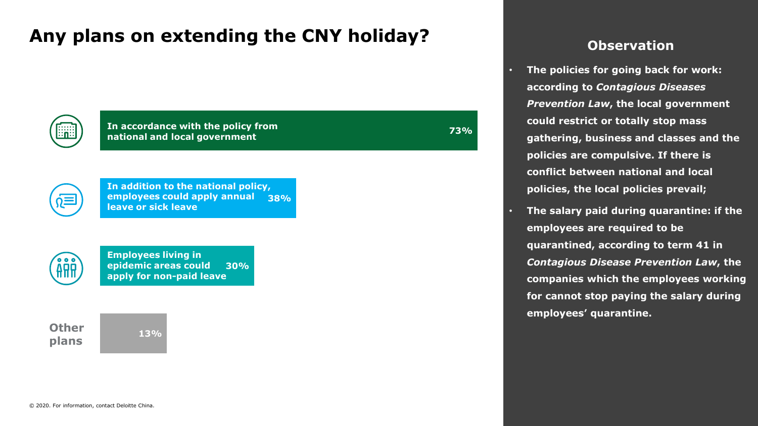# Any plans on extending the CNY holiday?

| Plan | Percentage |
| --- | --- |
| In accordance with the policy from national and local government | 73% |
| In addition to the national policy, employees could apply annual leave or sick leave | 38% |
| Employees living in epidemic areas could apply for non-paid leave | 30% |
| Other plans | 13% |

© 2020. For information, contact Deloitte China.

## Observation

- **The policies for going back for work: according to *Contagious Diseases Prevention Law*, the local government could restrict or totally stop mass gathering, business and classes and the policies are compulsive. If there is conflict between national and local policies, the local policies prevail;**
- **The salary paid during quarantine: if the employees are required to be quarantined, according to term 41 in *Contagious Disease Prevention Law*, the companies which the employees working for cannot stop paying the salary during employees' quarantine.**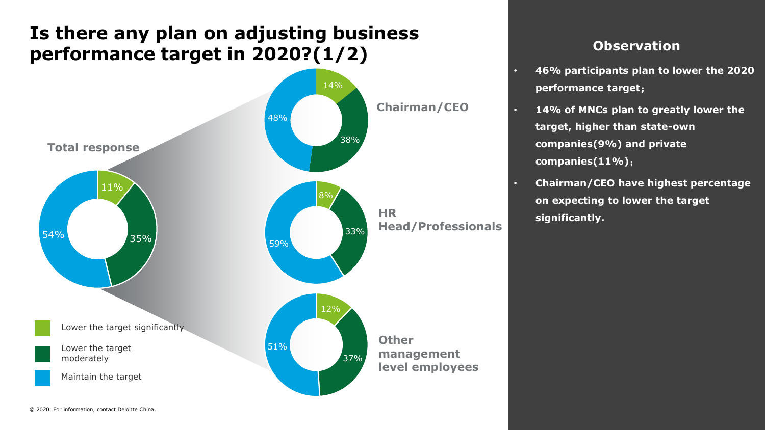# Is there any plan on adjusting business performance target in 2020?(1/2)

| | Lower the target significantly | Lower the target moderately | Maintain the target |
|---|---|---|---|
| Total response | 11% | 35% | 54% |
| Chairman/CEO | 14% | 38% | 48% |
| HR Head/Professionals | 8% | 33% | 59% |
| Other management level employees | 12% | 37% | 51% |

## Observation

- **46% participants plan to lower the 2020 performance target;**
- **14% of MNCs plan to greatly lower the target, higher than state-own companies(9%) and private companies(11%);**
- **Chairman/CEO have highest percentage on expecting to lower the target significantly.**

© 2020. For information, contact Deloitte China.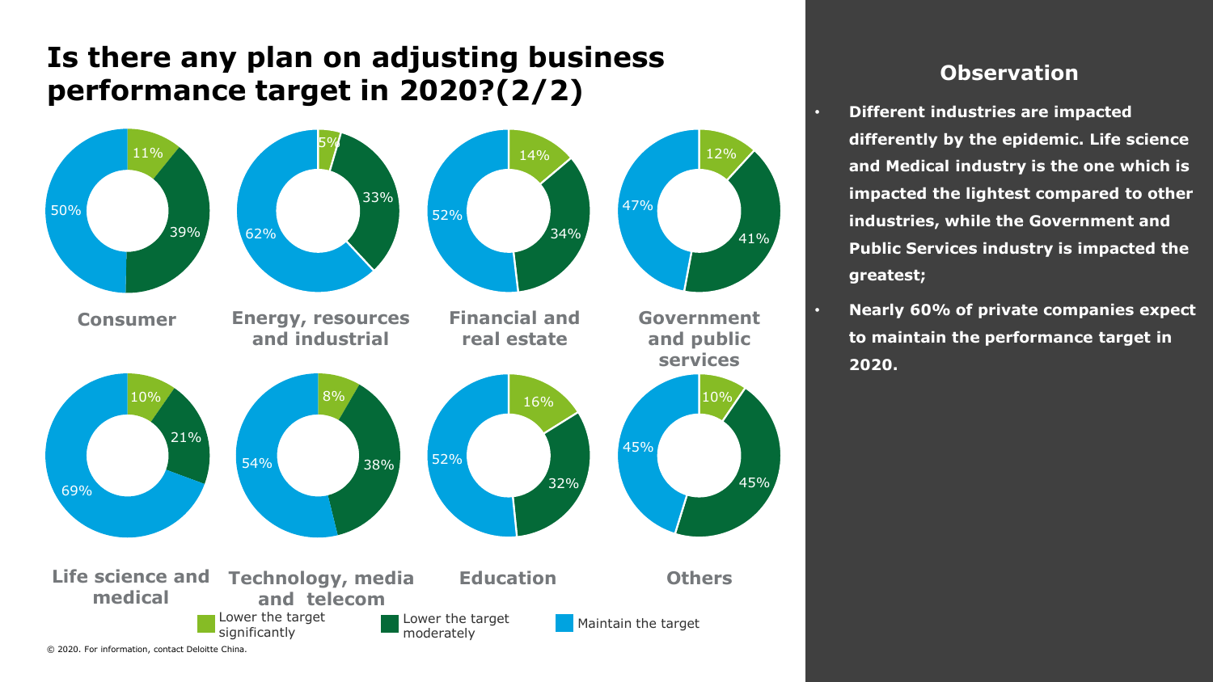# Is there any plan on adjusting business performance target in 2020?(2/2)

| Industry | Lower the target significantly | Lower the target moderately | Maintain the target |
| --- | --- | --- | --- |
| Consumer | 11% | 39% | 50% |
| Energy, resources and industrial | 5% | 33% | 62% |
| Financial and real estate | 14% | 34% | 52% |
| Government and public services | 12% | 41% | 47% |
| Life science and medical | 10% | 21% | 69% |
| Technology, media and telecom | 8% | 38% | 54% |
| Education | 16% | 32% | 52% |
| Others | 10% | 45% | 45% |

## Observation

- **Different industries are impacted differently by the epidemic. Life science and Medical industry is the one which is impacted the lightest compared to other industries, while the Government and Public Services industry is impacted the greatest;**
- **Nearly 60% of private companies expect to maintain the performance target in 2020.**

© 2020. For information, contact Deloitte China.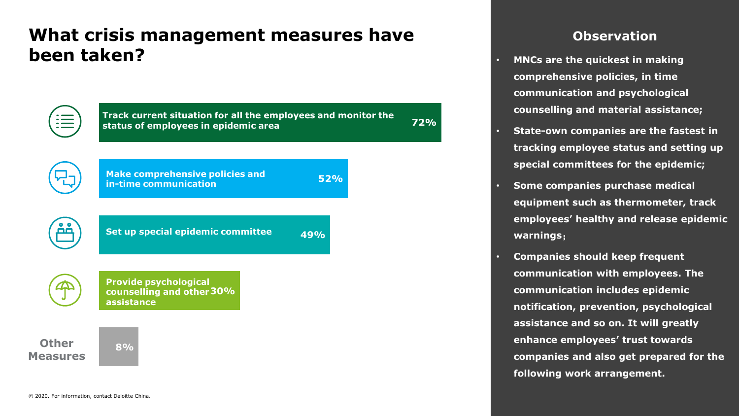# What crisis management measures have been taken?

| Measure | Percentage |
| --- | --- |
| Track current situation for all the employees and monitor the status of employees in epidemic area | 72% |
| Make comprehensive policies and in-time communication | 52% |
| Set up special epidemic committee | 49% |
| Provide psychological counselling and other assistance | 30% |
| Other Measures | 8% |

## Observation

- **MNCs are the quickest in making comprehensive policies, in time communication and psychological counselling and material assistance;**
- **State-own companies are the fastest in tracking employee status and setting up special committees for the epidemic;**
- **Some companies purchase medical equipment such as thermometer, track employees' healthy and release epidemic warnings;**
- **Companies should keep frequent communication with employees. The communication includes epidemic notification, prevention, psychological assistance and so on. It will greatly enhance employees' trust towards companies and also get prepared for the following work arrangement.**

© 2020. For information, contact Deloitte China.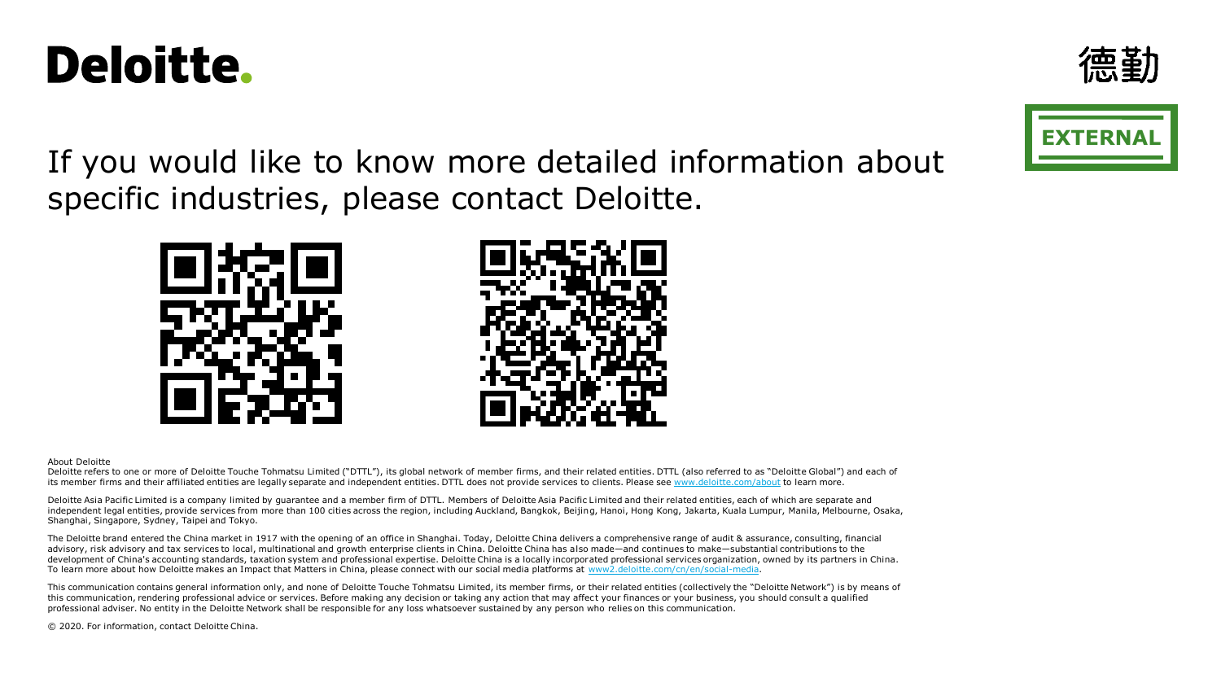Deloitte.

德勤

EXTERNAL

If you would like to know more detailed information about specific industries, please contact Deloitte.

About Deloitte

Deloitte refers to one or more of Deloitte Touche Tohmatsu Limited ("DTTL"), its global network of member firms, and their related entities. DTTL (also referred to as "Deloitte Global") and each of its member firms and their affiliated entities are legally separate and independent entities. DTTL does not provide services to clients. Please see www.deloitte.com/about to learn more.

Deloitte Asia Pacific Limited is a company limited by guarantee and a member firm of DTTL. Members of Deloitte Asia Pacific Limited and their related entities, each of which are separate and independent legal entities, provide services from more than 100 cities across the region, including Auckland, Bangkok, Beijing, Hanoi, Hong Kong, Jakarta, Kuala Lumpur, Manila, Melbourne, Osaka, Shanghai, Singapore, Sydney, Taipei and Tokyo.

The Deloitte brand entered the China market in 1917 with the opening of an office in Shanghai. Today, Deloitte China delivers a comprehensive range of audit & assurance, consulting, financial advisory, risk advisory and tax services to local, multinational and growth enterprise clients in China. Deloitte China has also made—and continues to make—substantial contributions to the development of China's accounting standards, taxation system and professional expertise. Deloitte China is a locally incorporated professional services organization, owned by its partners in China. To learn more about how Deloitte makes an Impact that Matters in China, please connect with our social media platforms at www2.deloitte.com/cn/en/social-media.

This communication contains general information only, and none of Deloitte Touche Tohmatsu Limited, its member firms, or their related entities (collectively the "Deloitte Network") is by means of this communication, rendering professional advice or services. Before making any decision or taking any action that may affect your finances or your business, you should consult a qualified professional adviser. No entity in the Deloitte Network shall be responsible for any loss whatsoever sustained by any person who relies on this communication.

© 2020. For information, contact Deloitte China.